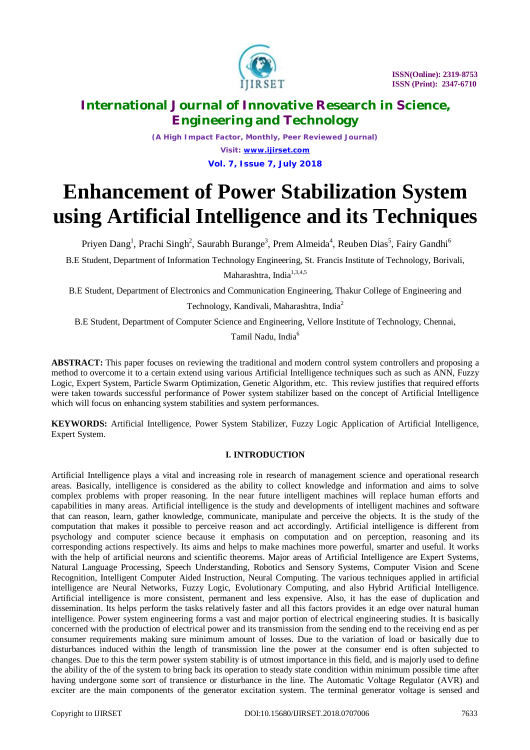# Enhancement of Power Stabilization System using Artificial Intelligence and its Techniques

Priyen Dang[1], Prachi Singh[2], Saurabh Burange[3], Prem Almeida[4], Reuben Dias[5], Fairy Gandhi[6]

B.E Student, Department of Information Technology Engineering, St. Francis Institute of Technology, Borivali, Maharashtra, India[1,3,4,5]

B.E Student, Department of Electronics and Communication Engineering, Thakur College of Engineering and Technology, Kandivali, Maharashtra, India[2]

B.E Student, Department of Computer Science and Engineering, Vellore Institute of Technology, Chennai, Tamil Nadu, India[6]

**ABSTRACT:** This paper focuses on reviewing the traditional and modern control system controllers and proposing a method to overcome it to a certain extend using various Artificial Intelligence techniques such as such as ANN, Fuzzy Logic, Expert System, Particle Swarm Optimization, Genetic Algorithm, etc. This review justifies that required efforts were taken towards successful performance of Power system stabilizer based on the concept of Artificial Intelligence which will focus on enhancing system stabilities and system performances.

**KEYWORDS:** Artificial Intelligence, Power System Stabilizer, Fuzzy Logic Application of Artificial Intelligence, Expert System.

## I. INTRODUCTION

Artificial Intelligence plays a vital and increasing role in research of management science and operational research areas. Basically, intelligence is considered as the ability to collect knowledge and information and aims to solve complex problems with proper reasoning. In the near future intelligent machines will replace human efforts and capabilities in many areas. Artificial intelligence is the study and developments of intelligent machines and software that can reason, learn, gather knowledge, communicate, manipulate and perceive the objects. It is the study of the computation that makes it possible to perceive reason and act accordingly. Artificial intelligence is different from psychology and computer science because it emphasis on computation and on perception, reasoning and its corresponding actions respectively. Its aims and helps to make machines more powerful, smarter and useful. It works with the help of artificial neurons and scientific theorems. Major areas of Artificial Intelligence are Expert Systems, Natural Language Processing, Speech Understanding, Robotics and Sensory Systems, Computer Vision and Scene Recognition, Intelligent Computer Aided Instruction, Neural Computing. The various techniques applied in artificial intelligence are Neural Networks, Fuzzy Logic, Evolutionary Computing, and also Hybrid Artificial Intelligence. Artificial intelligence is more consistent, permanent and less expensive. Also, it has the ease of duplication and dissemination. Its helps perform the tasks relatively faster and all this factors provides it an edge over natural human intelligence. Power system engineering forms a vast and major portion of electrical engineering studies. It is basically concerned with the production of electrical power and its transmission from the sending end to the receiving end as per consumer requirements making sure minimum amount of losses. Due to the variation of load or basically due to disturbances induced within the length of transmission line the power at the consumer end is often subjected to changes. Due to this the term power system stability is of utmost importance in this field, and is majorly used to define the ability of the of the system to bring back its operation to steady state condition within minimum possible time after having undergone some sort of transience or disturbance in the line. The Automatic Voltage Regulator (AVR) and exciter are the main components of the generator excitation system. The terminal generator voltage is sensed and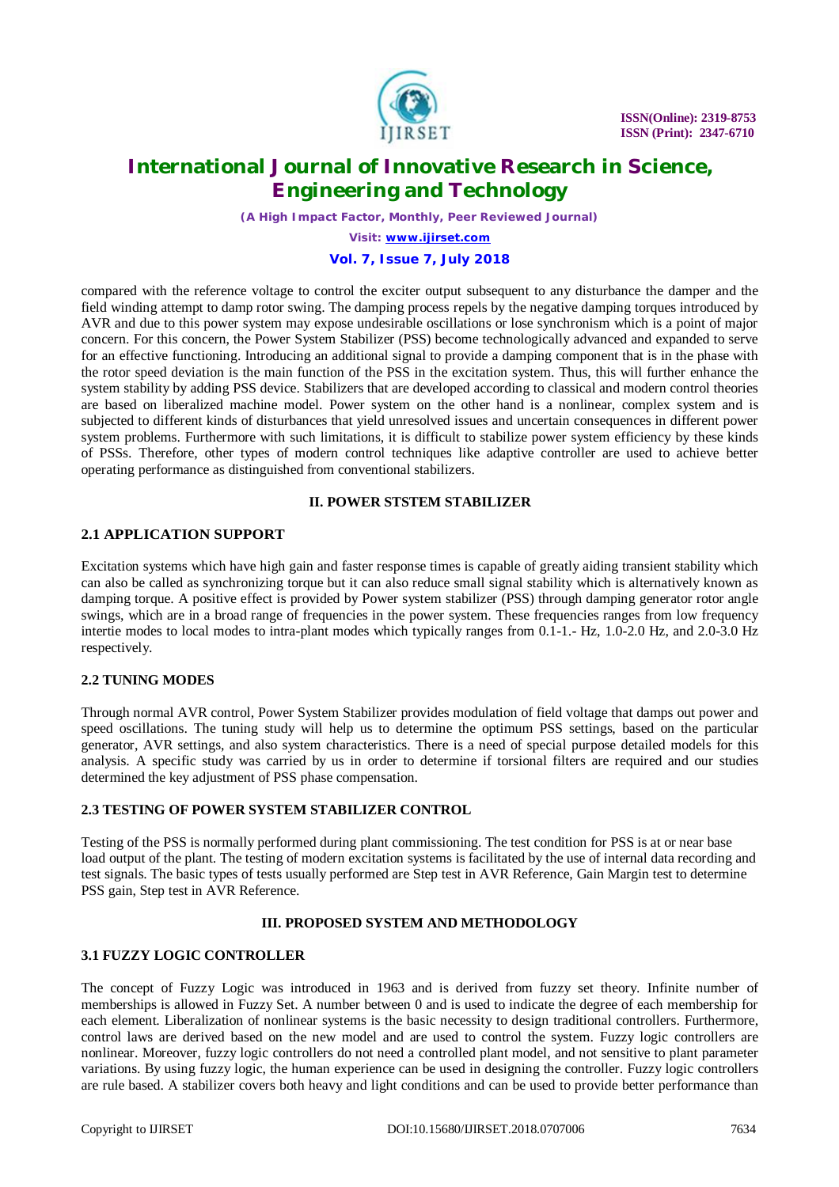compared with the reference voltage to control the exciter output subsequent to any disturbance the damper and the field winding attempt to damp rotor swing. The damping process repels by the negative damping torques introduced by AVR and due to this power system may expose undesirable oscillations or lose synchronism which is a point of major concern. For this concern, the Power System Stabilizer (PSS) become technologically advanced and expanded to serve for an effective functioning. Introducing an additional signal to provide a damping component that is in the phase with the rotor speed deviation is the main function of the PSS in the excitation system. Thus, this will further enhance the system stability by adding PSS device. Stabilizers that are developed according to classical and modern control theories are based on liberalized machine model. Power system on the other hand is a nonlinear, complex system and is subjected to different kinds of disturbances that yield unresolved issues and uncertain consequences in different power system problems. Furthermore with such limitations, it is difficult to stabilize power system efficiency by these kinds of PSSs. Therefore, other types of modern control techniques like adaptive controller are used to achieve better operating performance as distinguished from conventional stabilizers.

## II. POWER STSTEM STABILIZER

### 2.1 APPLICATION SUPPORT

Excitation systems which have high gain and faster response times is capable of greatly aiding transient stability which can also be called as synchronizing torque but it can also reduce small signal stability which is alternatively known as damping torque. A positive effect is provided by Power system stabilizer (PSS) through damping generator rotor angle swings, which are in a broad range of frequencies in the power system. These frequencies ranges from low frequency intertie modes to local modes to intra-plant modes which typically ranges from 0.1-1.- Hz, 1.0-2.0 Hz, and 2.0-3.0 Hz respectively.

### 2.2 TUNING MODES

Through normal AVR control, Power System Stabilizer provides modulation of field voltage that damps out power and speed oscillations. The tuning study will help us to determine the optimum PSS settings, based on the particular generator, AVR settings, and also system characteristics. There is a need of special purpose detailed models for this analysis. A specific study was carried by us in order to determine if torsional filters are required and our studies determined the key adjustment of PSS phase compensation.

### 2.3 TESTING OF POWER SYSTEM STABILIZER CONTROL

Testing of the PSS is normally performed during plant commissioning. The test condition for PSS is at or near base load output of the plant. The testing of modern excitation systems is facilitated by the use of internal data recording and test signals. The basic types of tests usually performed are Step test in AVR Reference, Gain Margin test to determine PSS gain, Step test in AVR Reference.

## III. PROPOSED SYSTEM AND METHODOLOGY

### 3.1 FUZZY LOGIC CONTROLLER

The concept of Fuzzy Logic was introduced in 1963 and is derived from fuzzy set theory. Infinite number of memberships is allowed in Fuzzy Set. A number between 0 and is used to indicate the degree of each membership for each element. Liberalization of nonlinear systems is the basic necessity to design traditional controllers. Furthermore, control laws are derived based on the new model and are used to control the system. Fuzzy logic controllers are nonlinear. Moreover, fuzzy logic controllers do not need a controlled plant model, and not sensitive to plant parameter variations. By using fuzzy logic, the human experience can be used in designing the controller. Fuzzy logic controllers are rule based. A stabilizer covers both heavy and light conditions and can be used to provide better performance than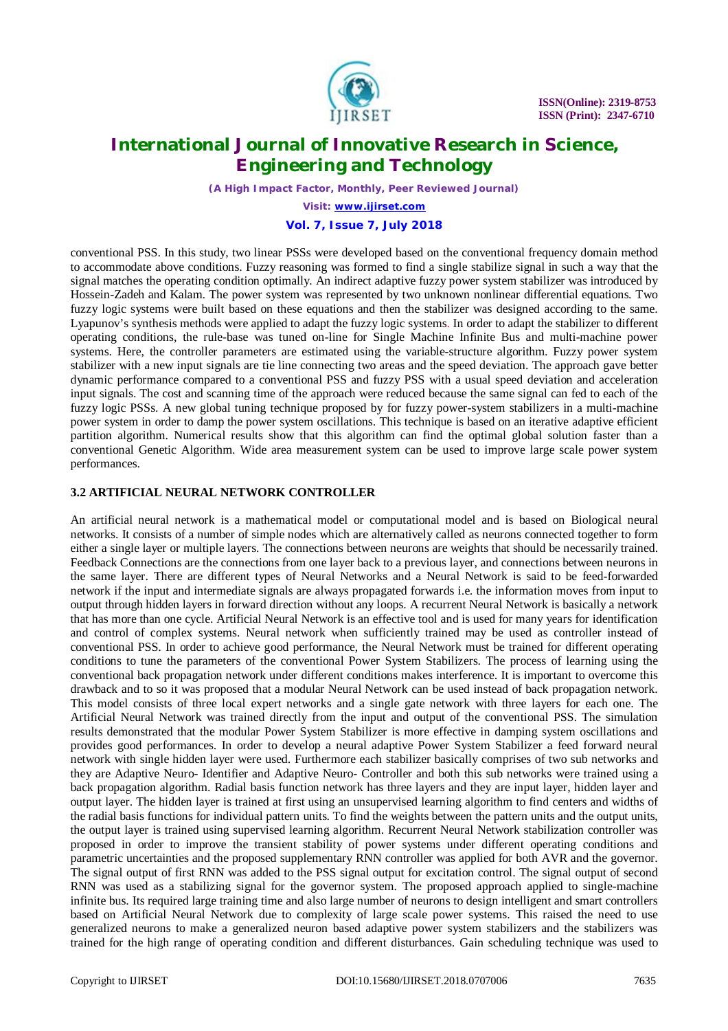conventional PSS. In this study, two linear PSSs were developed based on the conventional frequency domain method to accommodate above conditions. Fuzzy reasoning was formed to find a single stabilize signal in such a way that the signal matches the operating condition optimally. An indirect adaptive fuzzy power system stabilizer was introduced by Hossein-Zadeh and Kalam. The power system was represented by two unknown nonlinear differential equations. Two fuzzy logic systems were built based on these equations and then the stabilizer was designed according to the same. Lyapunov's synthesis methods were applied to adapt the fuzzy logic systems. In order to adapt the stabilizer to different operating conditions, the rule-base was tuned on-line for Single Machine Infinite Bus and multi-machine power systems. Here, the controller parameters are estimated using the variable-structure algorithm. Fuzzy power system stabilizer with a new input signals are tie line connecting two areas and the speed deviation. The approach gave better dynamic performance compared to a conventional PSS and fuzzy PSS with a usual speed deviation and acceleration input signals. The cost and scanning time of the approach were reduced because the same signal can fed to each of the fuzzy logic PSSs. A new global tuning technique proposed by for fuzzy power-system stabilizers in a multi-machine power system in order to damp the power system oscillations. This technique is based on an iterative adaptive efficient partition algorithm. Numerical results show that this algorithm can find the optimal global solution faster than a conventional Genetic Algorithm. Wide area measurement system can be used to improve large scale power system performances.

### 3.2 ARTIFICIAL NEURAL NETWORK CONTROLLER

An artificial neural network is a mathematical model or computational model and is based on Biological neural networks. It consists of a number of simple nodes which are alternatively called as neurons connected together to form either a single layer or multiple layers. The connections between neurons are weights that should be necessarily trained. Feedback Connections are the connections from one layer back to a previous layer, and connections between neurons in the same layer. There are different types of Neural Networks and a Neural Network is said to be feed-forwarded network if the input and intermediate signals are always propagated forwards i.e. the information moves from input to output through hidden layers in forward direction without any loops. A recurrent Neural Network is basically a network that has more than one cycle. Artificial Neural Network is an effective tool and is used for many years for identification and control of complex systems. Neural network when sufficiently trained may be used as controller instead of conventional PSS. In order to achieve good performance, the Neural Network must be trained for different operating conditions to tune the parameters of the conventional Power System Stabilizers. The process of learning using the conventional back propagation network under different conditions makes interference. It is important to overcome this drawback and to so it was proposed that a modular Neural Network can be used instead of back propagation network. This model consists of three local expert networks and a single gate network with three layers for each one. The Artificial Neural Network was trained directly from the input and output of the conventional PSS. The simulation results demonstrated that the modular Power System Stabilizer is more effective in damping system oscillations and provides good performances. In order to develop a neural adaptive Power System Stabilizer a feed forward neural network with single hidden layer were used. Furthermore each stabilizer basically comprises of two sub networks and they are Adaptive Neuro- Identifier and Adaptive Neuro- Controller and both this sub networks were trained using a back propagation algorithm. Radial basis function network has three layers and they are input layer, hidden layer and output layer. The hidden layer is trained at first using an unsupervised learning algorithm to find centers and widths of the radial basis functions for individual pattern units. To find the weights between the pattern units and the output units, the output layer is trained using supervised learning algorithm. Recurrent Neural Network stabilization controller was proposed in order to improve the transient stability of power systems under different operating conditions and parametric uncertainties and the proposed supplementary RNN controller was applied for both AVR and the governor. The signal output of first RNN was added to the PSS signal output for excitation control. The signal output of second RNN was used as a stabilizing signal for the governor system. The proposed approach applied to single-machine infinite bus. Its required large training time and also large number of neurons to design intelligent and smart controllers based on Artificial Neural Network due to complexity of large scale power systems. This raised the need to use generalized neurons to make a generalized neuron based adaptive power system stabilizers and the stabilizers was trained for the high range of operating condition and different disturbances. Gain scheduling technique was used to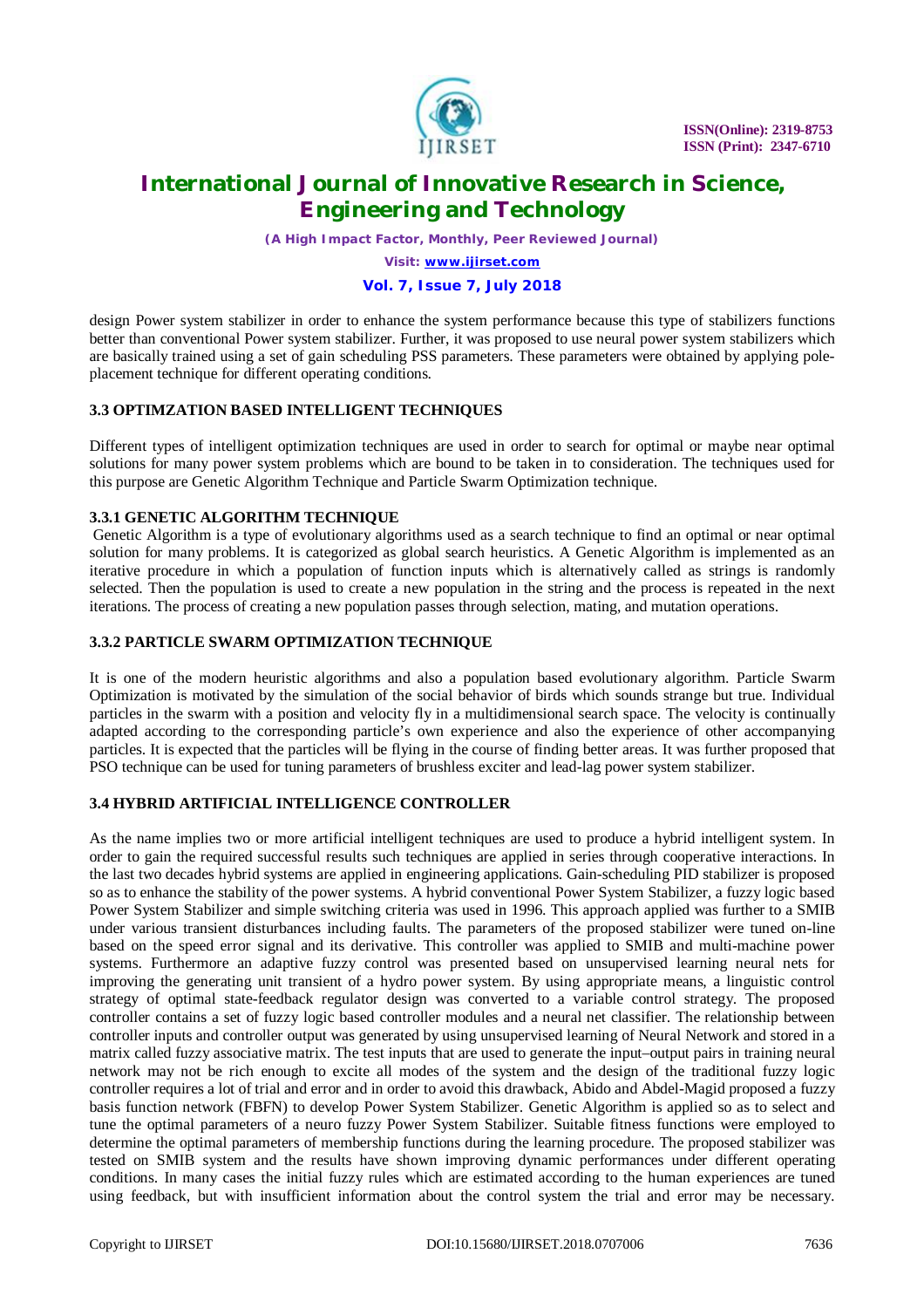design Power system stabilizer in order to enhance the system performance because this type of stabilizers functions better than conventional Power system stabilizer. Further, it was proposed to use neural power system stabilizers which are basically trained using a set of gain scheduling PSS parameters. These parameters were obtained by applying pole-placement technique for different operating conditions.

### 3.3 OPTIMZATION BASED INTELLIGENT TECHNIQUES

Different types of intelligent optimization techniques are used in order to search for optimal or maybe near optimal solutions for many power system problems which are bound to be taken in to consideration. The techniques used for this purpose are Genetic Algorithm Technique and Particle Swarm Optimization technique.

#### 3.3.1 GENETIC ALGORITHM TECHNIQUE

Genetic Algorithm is a type of evolutionary algorithms used as a search technique to find an optimal or near optimal solution for many problems. It is categorized as global search heuristics. A Genetic Algorithm is implemented as an iterative procedure in which a population of function inputs which is alternatively called as strings is randomly selected. Then the population is used to create a new population in the string and the process is repeated in the next iterations. The process of creating a new population passes through selection, mating, and mutation operations.

#### 3.3.2 PARTICLE SWARM OPTIMIZATION TECHNIQUE

It is one of the modern heuristic algorithms and also a population based evolutionary algorithm. Particle Swarm Optimization is motivated by the simulation of the social behavior of birds which sounds strange but true. Individual particles in the swarm with a position and velocity fly in a multidimensional search space. The velocity is continually adapted according to the corresponding particle's own experience and also the experience of other accompanying particles. It is expected that the particles will be flying in the course of finding better areas. It was further proposed that PSO technique can be used for tuning parameters of brushless exciter and lead-lag power system stabilizer.

### 3.4 HYBRID ARTIFICIAL INTELLIGENCE CONTROLLER

As the name implies two or more artificial intelligent techniques are used to produce a hybrid intelligent system. In order to gain the required successful results such techniques are applied in series through cooperative interactions. In the last two decades hybrid systems are applied in engineering applications. Gain-scheduling PID stabilizer is proposed so as to enhance the stability of the power systems. A hybrid conventional Power System Stabilizer, a fuzzy logic based Power System Stabilizer and simple switching criteria was used in 1996. This approach applied was further to a SMIB under various transient disturbances including faults. The parameters of the proposed stabilizer were tuned on-line based on the speed error signal and its derivative. This controller was applied to SMIB and multi-machine power systems. Furthermore an adaptive fuzzy control was presented based on unsupervised learning neural nets for improving the generating unit transient of a hydro power system. By using appropriate means, a linguistic control strategy of optimal state-feedback regulator design was converted to a variable control strategy. The proposed controller contains a set of fuzzy logic based controller modules and a neural net classifier. The relationship between controller inputs and controller output was generated by using unsupervised learning of Neural Network and stored in a matrix called fuzzy associative matrix. The test inputs that are used to generate the input–output pairs in training neural network may not be rich enough to excite all modes of the system and the design of the traditional fuzzy logic controller requires a lot of trial and error and in order to avoid this drawback, Abido and Abdel-Magid proposed a fuzzy basis function network (FBFN) to develop Power System Stabilizer. Genetic Algorithm is applied so as to select and tune the optimal parameters of a neuro fuzzy Power System Stabilizer. Suitable fitness functions were employed to determine the optimal parameters of membership functions during the learning procedure. The proposed stabilizer was tested on SMIB system and the results have shown improving dynamic performances under different operating conditions. In many cases the initial fuzzy rules which are estimated according to the human experiences are tuned using feedback, but with insufficient information about the control system the trial and error may be necessary.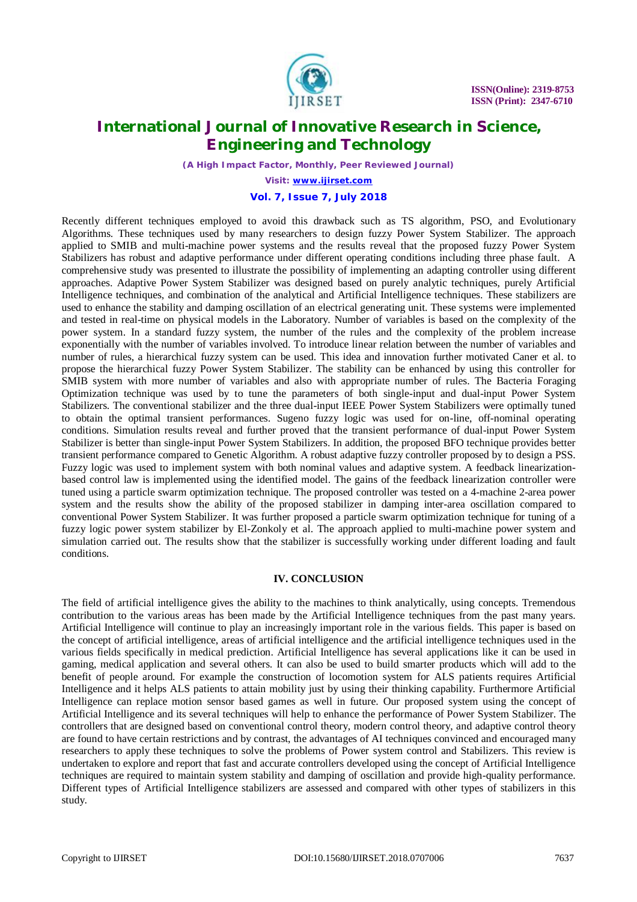Recently different techniques employed to avoid this drawback such as TS algorithm, PSO, and Evolutionary Algorithms. These techniques used by many researchers to design fuzzy Power System Stabilizer. The approach applied to SMIB and multi-machine power systems and the results reveal that the proposed fuzzy Power System Stabilizers has robust and adaptive performance under different operating conditions including three phase fault. A comprehensive study was presented to illustrate the possibility of implementing an adapting controller using different approaches. Adaptive Power System Stabilizer was designed based on purely analytic techniques, purely Artificial Intelligence techniques, and combination of the analytical and Artificial Intelligence techniques. These stabilizers are used to enhance the stability and damping oscillation of an electrical generating unit. These systems were implemented and tested in real-time on physical models in the Laboratory. Number of variables is based on the complexity of the power system. In a standard fuzzy system, the number of the rules and the complexity of the problem increase exponentially with the number of variables involved. To introduce linear relation between the number of variables and number of rules, a hierarchical fuzzy system can be used. This idea and innovation further motivated Caner et al. to propose the hierarchical fuzzy Power System Stabilizer. The stability can be enhanced by using this controller for SMIB system with more number of variables and also with appropriate number of rules. The Bacteria Foraging Optimization technique was used by to tune the parameters of both single-input and dual-input Power System Stabilizers. The conventional stabilizer and the three dual-input IEEE Power System Stabilizers were optimally tuned to obtain the optimal transient performances. Sugeno fuzzy logic was used for on-line, off-nominal operating conditions. Simulation results reveal and further proved that the transient performance of dual-input Power System Stabilizer is better than single-input Power System Stabilizers. In addition, the proposed BFO technique provides better transient performance compared to Genetic Algorithm. A robust adaptive fuzzy controller proposed by to design a PSS. Fuzzy logic was used to implement system with both nominal values and adaptive system. A feedback linearization-based control law is implemented using the identified model. The gains of the feedback linearization controller were tuned using a particle swarm optimization technique. The proposed controller was tested on a 4-machine 2-area power system and the results show the ability of the proposed stabilizer in damping inter-area oscillation compared to conventional Power System Stabilizer. It was further proposed a particle swarm optimization technique for tuning of a fuzzy logic power system stabilizer by El-Zonkoly et al. The approach applied to multi-machine power system and simulation carried out. The results show that the stabilizer is successfully working under different loading and fault conditions.

## IV. CONCLUSION

The field of artificial intelligence gives the ability to the machines to think analytically, using concepts. Tremendous contribution to the various areas has been made by the Artificial Intelligence techniques from the past many years. Artificial Intelligence will continue to play an increasingly important role in the various fields. This paper is based on the concept of artificial intelligence, areas of artificial intelligence and the artificial intelligence techniques used in the various fields specifically in medical prediction. Artificial Intelligence has several applications like it can be used in gaming, medical application and several others. It can also be used to build smarter products which will add to the benefit of people around. For example the construction of locomotion system for ALS patients requires Artificial Intelligence and it helps ALS patients to attain mobility just by using their thinking capability. Furthermore Artificial Intelligence can replace motion sensor based games as well in future. Our proposed system using the concept of Artificial Intelligence and its several techniques will help to enhance the performance of Power System Stabilizer. The controllers that are designed based on conventional control theory, modern control theory, and adaptive control theory are found to have certain restrictions and by contrast, the advantages of AI techniques convinced and encouraged many researchers to apply these techniques to solve the problems of Power system control and Stabilizers. This review is undertaken to explore and report that fast and accurate controllers developed using the concept of Artificial Intelligence techniques are required to maintain system stability and damping of oscillation and provide high-quality performance. Different types of Artificial Intelligence stabilizers are assessed and compared with other types of stabilizers in this study.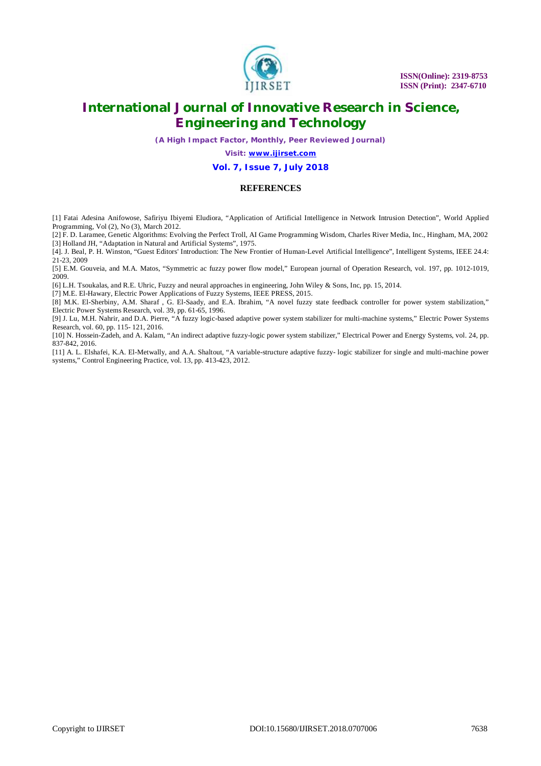## REFERENCES

[1] Fatai Adesina Anifowose, Safiriyu Ibiyemi Eludiora, "Application of Artificial Intelligence in Network Intrusion Detection", World Applied Programming, Vol (2), No (3), March 2012.

[2] F. D. Laramee, Genetic Algorithms: Evolving the Perfect Troll, AI Game Programming Wisdom, Charles River Media, Inc., Hingham, MA, 2002

[3] Holland JH, "Adaptation in Natural and Artificial Systems", 1975.

[4]. J. Beal, P. H. Winston, "Guest Editors' Introduction: The New Frontier of Human-Level Artificial Intelligence", Intelligent Systems, IEEE 24.4: 21-23, 2009

[5] E.M. Gouveia, and M.A. Matos, "Symmetric ac fuzzy power flow model," European journal of Operation Research, vol. 197, pp. 1012-1019, 2009.

[6] L.H. Tsoukalas, and R.E. Uhric, Fuzzy and neural approaches in engineering, John Wiley & Sons, Inc, pp. 15, 2014.

[7] M.E. El-Hawary, Electric Power Applications of Fuzzy Systems, IEEE PRESS, 2015.

[8] M.K. El-Sherbiny, A.M. Sharaf , G. El-Saady, and E.A. Ibrahim, "A novel fuzzy state feedback controller for power system stabilization," Electric Power Systems Research, vol. 39, pp. 61-65, 1996.

[9] J. Lu, M.H. Nahrir, and D.A. Pierre, "A fuzzy logic-based adaptive power system stabilizer for multi-machine systems," Electric Power Systems Research, vol. 60, pp. 115- 121, 2016.

[10] N. Hossein-Zadeh, and A. Kalam, "An indirect adaptive fuzzy-logic power system stabilizer," Electrical Power and Energy Systems, vol. 24, pp. 837-842, 2016.

[11] A. L. Elshafei, K.A. El-Metwally, and A.A. Shaltout, "A variable-structure adaptive fuzzy- logic stabilizer for single and multi-machine power systems," Control Engineering Practice, vol. 13, pp. 413-423, 2012.